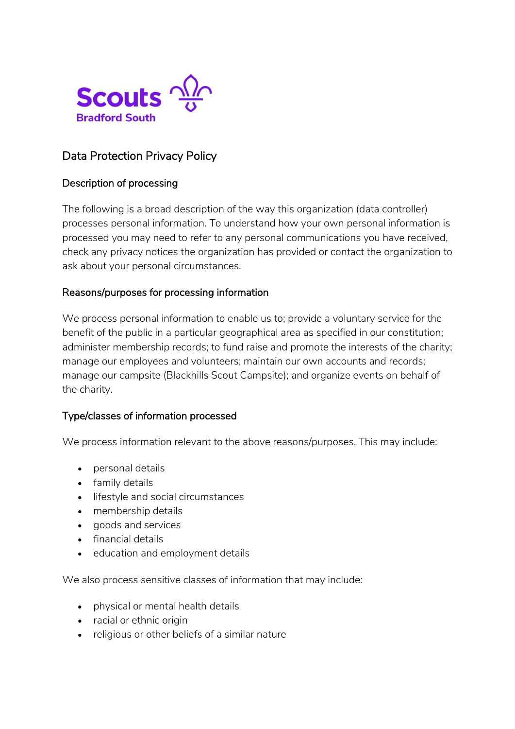Scouts
Bradford South

# Data Protection Privacy Policy

## Description of processing

The following is a broad description of the way this organization (data controller) processes personal information. To understand how your own personal information is processed you may need to refer to any personal communications you have received, check any privacy notices the organization has provided or contact the organization to ask about your personal circumstances.

## Reasons/purposes for processing information

We process personal information to enable us to; provide a voluntary service for the benefit of the public in a particular geographical area as specified in our constitution; administer membership records; to fund raise and promote the interests of the charity; manage our employees and volunteers; maintain our own accounts and records; manage our campsite (Blackhills Scout Campsite); and organize events on behalf of the charity.

## Type/classes of information processed

We process information relevant to the above reasons/purposes. This may include:

- personal details
- family details
- lifestyle and social circumstances
- membership details
- goods and services
- financial details
- education and employment details

We also process sensitive classes of information that may include:

- physical or mental health details
- racial or ethnic origin
- religious or other beliefs of a similar nature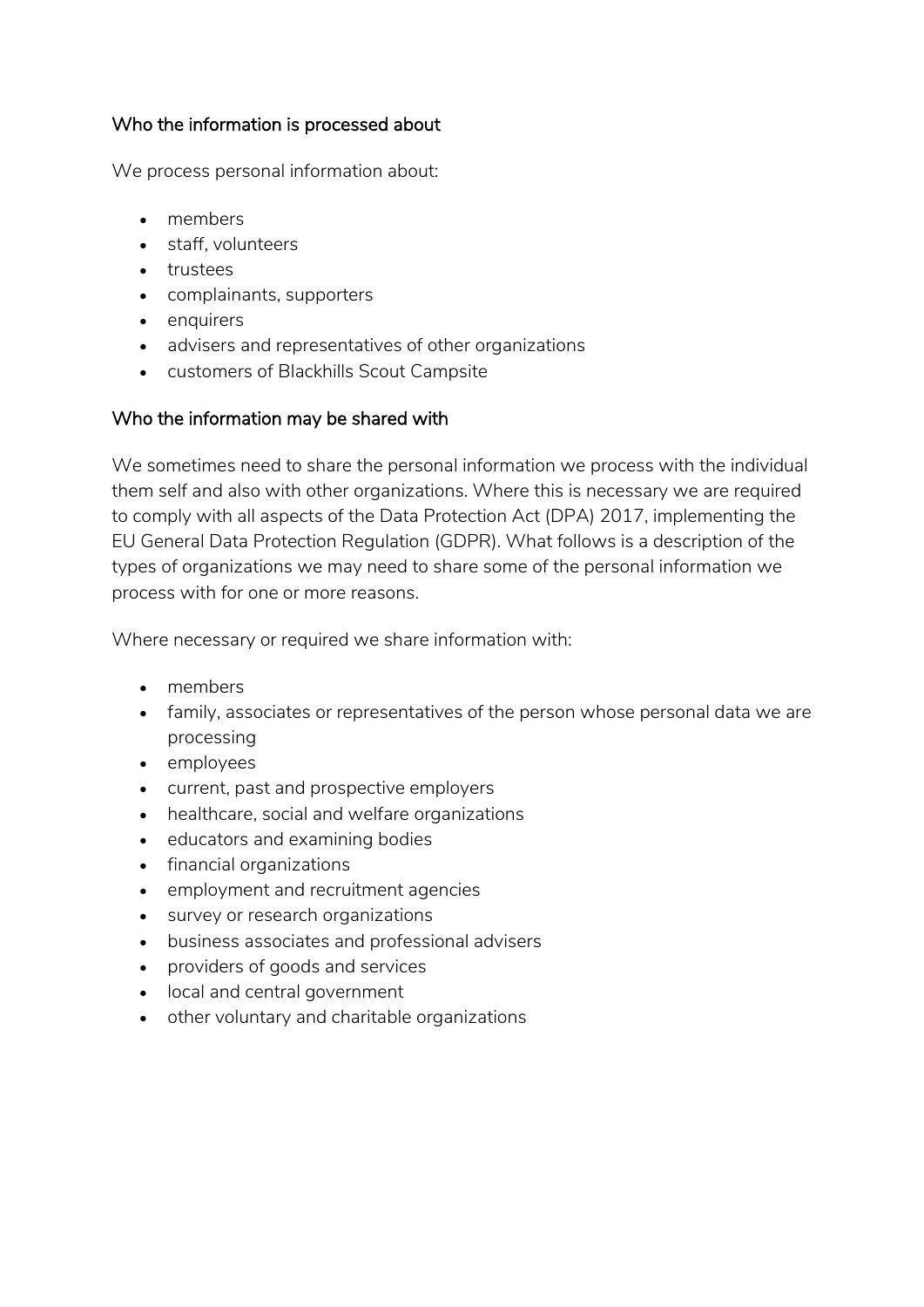## Who the information is processed about

We process personal information about:

- members
- staff, volunteers
- trustees
- complainants, supporters
- enquirers
- advisers and representatives of other organizations
- customers of Blackhills Scout Campsite

## Who the information may be shared with

We sometimes need to share the personal information we process with the individual them self and also with other organizations. Where this is necessary we are required to comply with all aspects of the Data Protection Act (DPA) 2017, implementing the EU General Data Protection Regulation (GDPR). What follows is a description of the types of organizations we may need to share some of the personal information we process with for one or more reasons.

Where necessary or required we share information with:

- members
- family, associates or representatives of the person whose personal data we are processing
- employees
- current, past and prospective employers
- healthcare, social and welfare organizations
- educators and examining bodies
- financial organizations
- employment and recruitment agencies
- survey or research organizations
- business associates and professional advisers
- providers of goods and services
- local and central government
- other voluntary and charitable organizations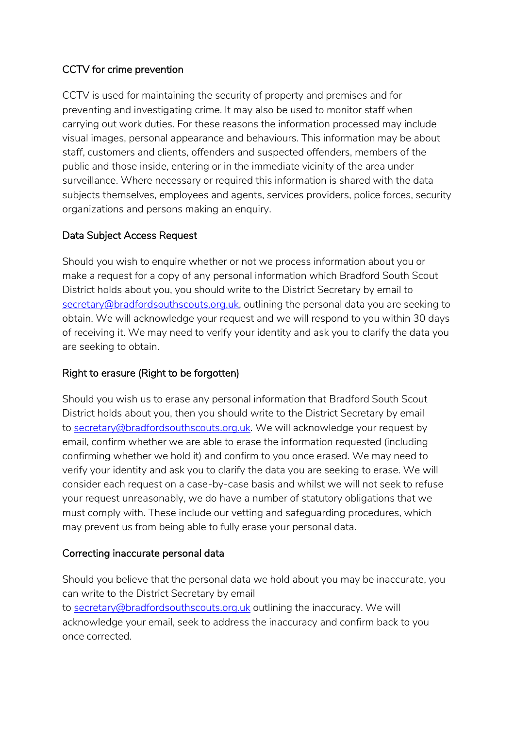## CCTV for crime prevention

CCTV is used for maintaining the security of property and premises and for preventing and investigating crime. It may also be used to monitor staff when carrying out work duties. For these reasons the information processed may include visual images, personal appearance and behaviours. This information may be about staff, customers and clients, offenders and suspected offenders, members of the public and those inside, entering or in the immediate vicinity of the area under surveillance. Where necessary or required this information is shared with the data subjects themselves, employees and agents, services providers, police forces, security organizations and persons making an enquiry.

## Data Subject Access Request

Should you wish to enquire whether or not we process information about you or make a request for a copy of any personal information which Bradford South Scout District holds about you, you should write to the District Secretary by email to secretary@bradfordsouthscouts.org.uk, outlining the personal data you are seeking to obtain. We will acknowledge your request and we will respond to you within 30 days of receiving it. We may need to verify your identity and ask you to clarify the data you are seeking to obtain.

## Right to erasure (Right to be forgotten)

Should you wish us to erase any personal information that Bradford South Scout District holds about you, then you should write to the District Secretary by email to secretary@bradfordsouthscouts.org.uk. We will acknowledge your request by email, confirm whether we are able to erase the information requested (including confirming whether we hold it) and confirm to you once erased. We may need to verify your identity and ask you to clarify the data you are seeking to erase. We will consider each request on a case-by-case basis and whilst we will not seek to refuse your request unreasonably, we do have a number of statutory obligations that we must comply with. These include our vetting and safeguarding procedures, which may prevent us from being able to fully erase your personal data.

## Correcting inaccurate personal data

Should you believe that the personal data we hold about you may be inaccurate, you can write to the District Secretary by email to secretary@bradfordsouthscouts.org.uk outlining the inaccuracy. We will acknowledge your email, seek to address the inaccuracy and confirm back to you once corrected.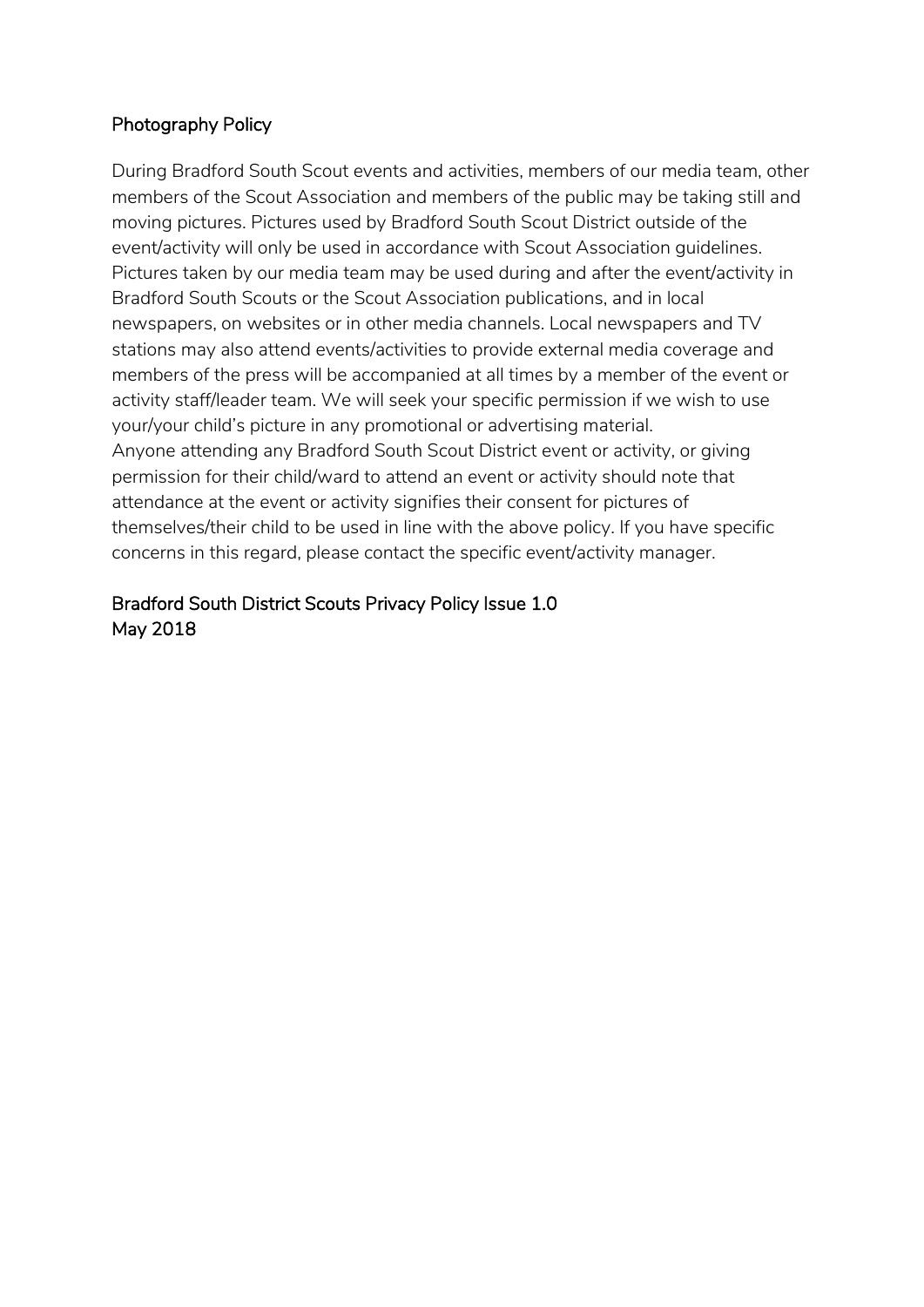## Photography Policy

During Bradford South Scout events and activities, members of our media team, other members of the Scout Association and members of the public may be taking still and moving pictures. Pictures used by Bradford South Scout District outside of the event/activity will only be used in accordance with Scout Association guidelines. Pictures taken by our media team may be used during and after the event/activity in Bradford South Scouts or the Scout Association publications, and in local newspapers, on websites or in other media channels. Local newspapers and TV stations may also attend events/activities to provide external media coverage and members of the press will be accompanied at all times by a member of the event or activity staff/leader team. We will seek your specific permission if we wish to use your/your child's picture in any promotional or advertising material.
Anyone attending any Bradford South Scout District event or activity, or giving permission for their child/ward to attend an event or activity should note that attendance at the event or activity signifies their consent for pictures of themselves/their child to be used in line with the above policy. If you have specific concerns in this regard, please contact the specific event/activity manager.

Bradford South District Scouts Privacy Policy Issue 1.0
May 2018